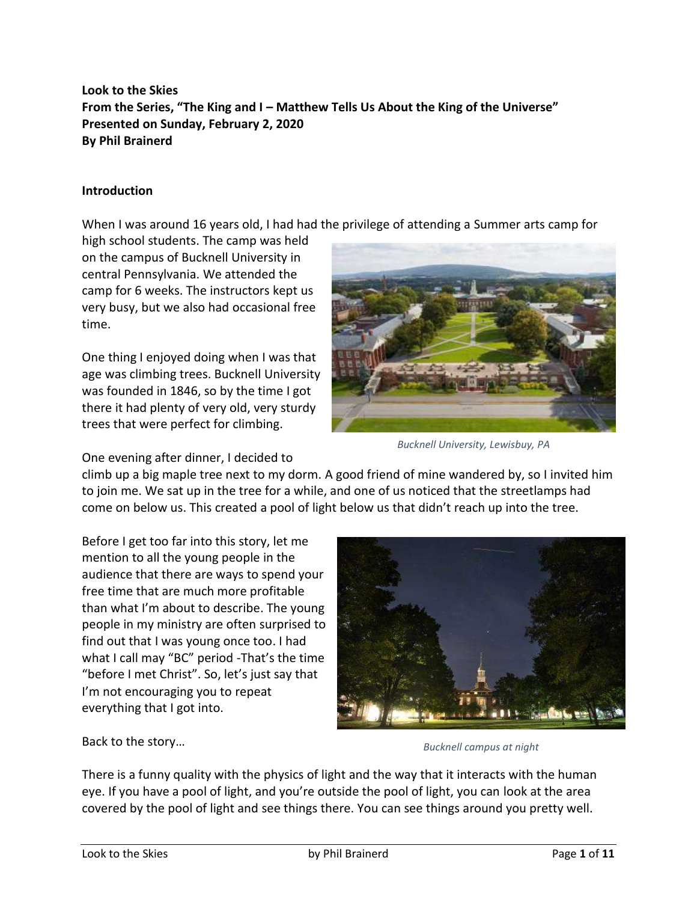**Look to the Skies**
**From the Series, "The King and I – Matthew Tells Us About the King of the Universe"**
**Presented on Sunday, February 2, 2020**
**By Phil Brainerd**

**Introduction**

When I was around 16 years old, I had had the privilege of attending a Summer arts camp for high school students. The camp was held on the campus of Bucknell University in central Pennsylvania. We attended the camp for 6 weeks. The instructors kept us very busy, but we also had occasional free time.

One thing I enjoyed doing when I was that age was climbing trees. Bucknell University was founded in 1846, so by the time I got there it had plenty of very old, very sturdy trees that were perfect for climbing.

*Bucknell University, Lewisbuy, PA*

One evening after dinner, I decided to climb up a big maple tree next to my dorm. A good friend of mine wandered by, so I invited him to join me. We sat up in the tree for a while, and one of us noticed that the streetlamps had come on below us. This created a pool of light below us that didn't reach up into the tree.

Before I get too far into this story, let me mention to all the young people in the audience that there are ways to spend your free time that are much more profitable than what I'm about to describe. The young people in my ministry are often surprised to find out that I was young once too. I had what I call may "BC" period -That's the time "before I met Christ". So, let's just say that I'm not encouraging you to repeat everything that I got into.

*Bucknell campus at night*

Back to the story…

There is a funny quality with the physics of light and the way that it interacts with the human eye. If you have a pool of light, and you're outside the pool of light, you can look at the area covered by the pool of light and see things there. You can see things around you pretty well.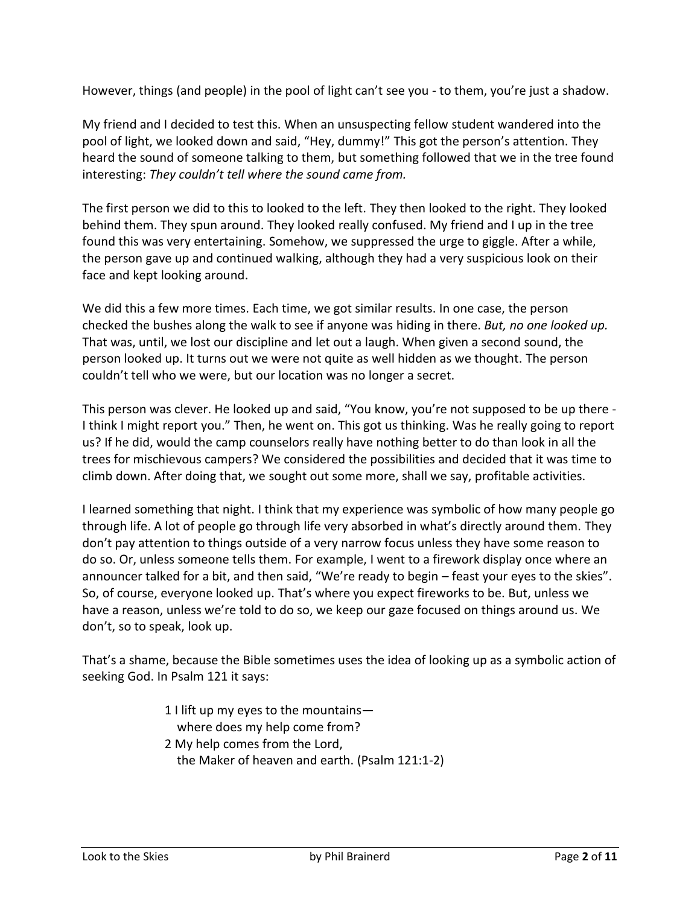However, things (and people) in the pool of light can't see you - to them, you're just a shadow.

My friend and I decided to test this. When an unsuspecting fellow student wandered into the pool of light, we looked down and said, "Hey, dummy!" This got the person's attention. They heard the sound of someone talking to them, but something followed that we in the tree found interesting: *They couldn't tell where the sound came from.*

The first person we did to this to looked to the left. They then looked to the right. They looked behind them. They spun around. They looked really confused. My friend and I up in the tree found this was very entertaining. Somehow, we suppressed the urge to giggle. After a while, the person gave up and continued walking, although they had a very suspicious look on their face and kept looking around.

We did this a few more times. Each time, we got similar results. In one case, the person checked the bushes along the walk to see if anyone was hiding in there. *But, no one looked up.* That was, until, we lost our discipline and let out a laugh. When given a second sound, the person looked up. It turns out we were not quite as well hidden as we thought. The person couldn't tell who we were, but our location was no longer a secret.

This person was clever. He looked up and said, "You know, you're not supposed to be up there - I think I might report you." Then, he went on. This got us thinking. Was he really going to report us? If he did, would the camp counselors really have nothing better to do than look in all the trees for mischievous campers? We considered the possibilities and decided that it was time to climb down. After doing that, we sought out some more, shall we say, profitable activities.

I learned something that night. I think that my experience was symbolic of how many people go through life. A lot of people go through life very absorbed in what's directly around them. They don't pay attention to things outside of a very narrow focus unless they have some reason to do so. Or, unless someone tells them. For example, I went to a firework display once where an announcer talked for a bit, and then said, "We're ready to begin – feast your eyes to the skies". So, of course, everyone looked up. That's where you expect fireworks to be. But, unless we have a reason, unless we're told to do so, we keep our gaze focused on things around us. We don't, so to speak, look up.

That's a shame, because the Bible sometimes uses the idea of looking up as a symbolic action of seeking God. In Psalm 121 it says:

> 1 I lift up my eyes to the mountains—
> where does my help come from?
> 2 My help comes from the Lord,
> the Maker of heaven and earth. (Psalm 121:1-2)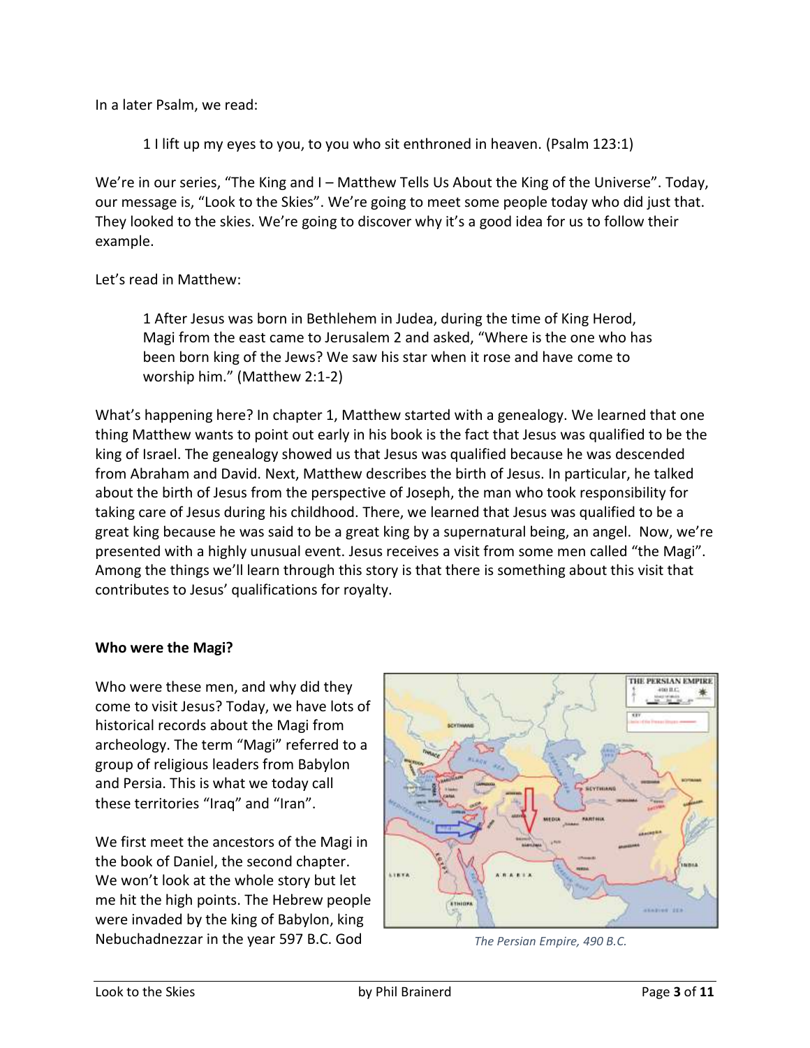In a later Psalm, we read:

> 1 I lift up my eyes to you, to you who sit enthroned in heaven. (Psalm 123:1)

We're in our series, "The King and I – Matthew Tells Us About the King of the Universe". Today, our message is, "Look to the Skies". We're going to meet some people today who did just that. They looked to the skies. We're going to discover why it's a good idea for us to follow their example.

Let's read in Matthew:

> 1 After Jesus was born in Bethlehem in Judea, during the time of King Herod, Magi from the east came to Jerusalem 2 and asked, "Where is the one who has been born king of the Jews? We saw his star when it rose and have come to worship him." (Matthew 2:1-2)

What's happening here? In chapter 1, Matthew started with a genealogy. We learned that one thing Matthew wants to point out early in his book is the fact that Jesus was qualified to be the king of Israel. The genealogy showed us that Jesus was qualified because he was descended from Abraham and David. Next, Matthew describes the birth of Jesus. In particular, he talked about the birth of Jesus from the perspective of Joseph, the man who took responsibility for taking care of Jesus during his childhood. There, we learned that Jesus was qualified to be a great king because he was said to be a great king by a supernatural being, an angel. Now, we're presented with a highly unusual event. Jesus receives a visit from some men called "the Magi". Among the things we'll learn through this story is that there is something about this visit that contributes to Jesus' qualifications for royalty.

**Who were the Magi?**

Who were these men, and why did they come to visit Jesus? Today, we have lots of historical records about the Magi from archeology. The term "Magi" referred to a group of religious leaders from Babylon and Persia. This is what we today call these territories "Iraq" and "Iran".

We first meet the ancestors of the Magi in the book of Daniel, the second chapter. We won't look at the whole story but let me hit the high points. The Hebrew people were invaded by the king of Babylon, king Nebuchadnezzar in the year 597 B.C. God

*The Persian Empire, 490 B.C.*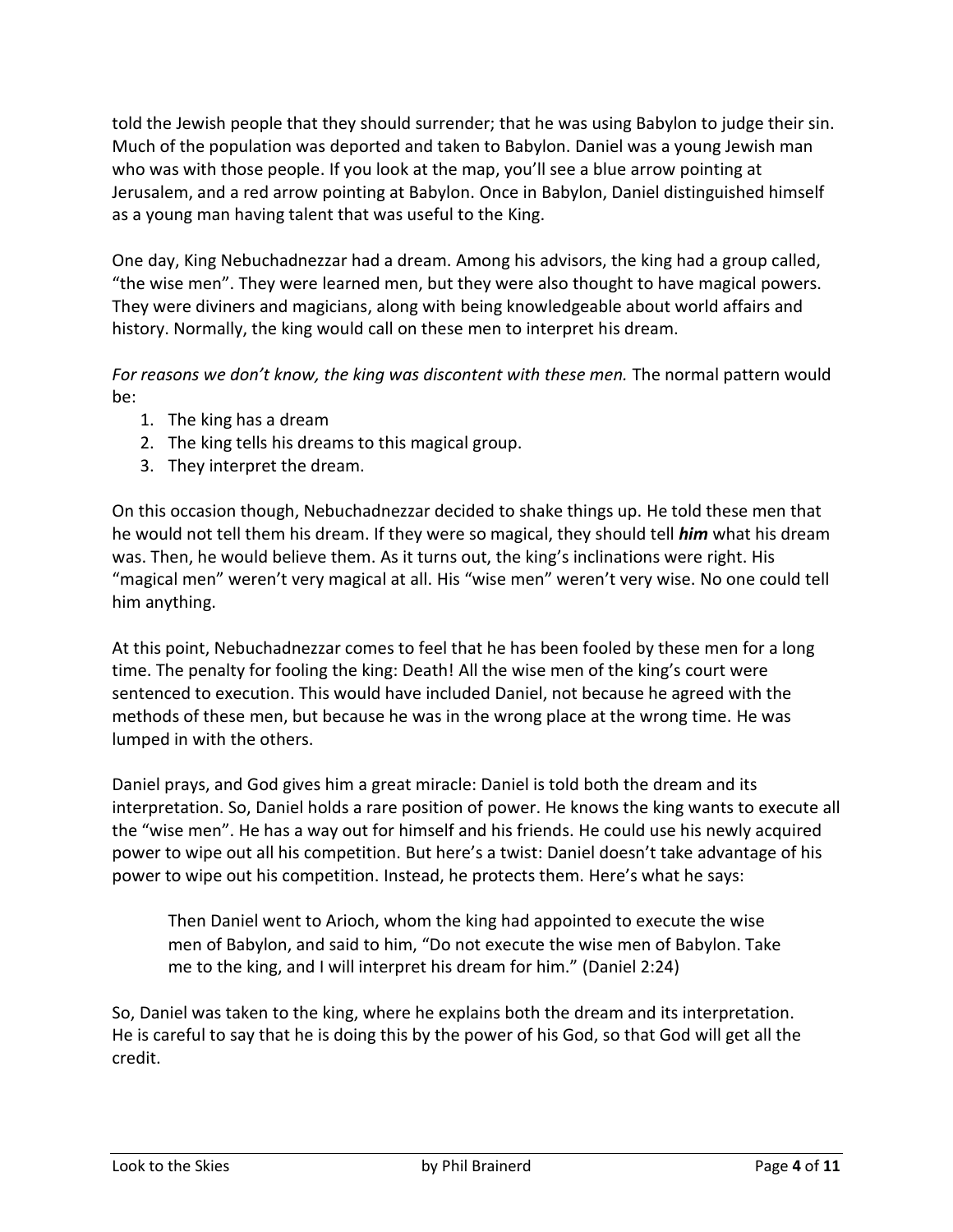told the Jewish people that they should surrender; that he was using Babylon to judge their sin. Much of the population was deported and taken to Babylon. Daniel was a young Jewish man who was with those people. If you look at the map, you'll see a blue arrow pointing at Jerusalem, and a red arrow pointing at Babylon. Once in Babylon, Daniel distinguished himself as a young man having talent that was useful to the King.

One day, King Nebuchadnezzar had a dream. Among his advisors, the king had a group called, "the wise men". They were learned men, but they were also thought to have magical powers. They were diviners and magicians, along with being knowledgeable about world affairs and history. Normally, the king would call on these men to interpret his dream.

*For reasons we don't know, the king was discontent with these men.* The normal pattern would be:

1. The king has a dream
2. The king tells his dreams to this magical group.
3. They interpret the dream.

On this occasion though, Nebuchadnezzar decided to shake things up. He told these men that he would not tell them his dream. If they were so magical, they should tell ***him*** what his dream was. Then, he would believe them. As it turns out, the king's inclinations were right. His "magical men" weren't very magical at all. His "wise men" weren't very wise. No one could tell him anything.

At this point, Nebuchadnezzar comes to feel that he has been fooled by these men for a long time. The penalty for fooling the king: Death! All the wise men of the king's court were sentenced to execution. This would have included Daniel, not because he agreed with the methods of these men, but because he was in the wrong place at the wrong time. He was lumped in with the others.

Daniel prays, and God gives him a great miracle: Daniel is told both the dream and its interpretation. So, Daniel holds a rare position of power. He knows the king wants to execute all the "wise men". He has a way out for himself and his friends. He could use his newly acquired power to wipe out all his competition. But here's a twist: Daniel doesn't take advantage of his power to wipe out his competition. Instead, he protects them. Here's what he says:

> Then Daniel went to Arioch, whom the king had appointed to execute the wise men of Babylon, and said to him, "Do not execute the wise men of Babylon. Take me to the king, and I will interpret his dream for him." (Daniel 2:24)

So, Daniel was taken to the king, where he explains both the dream and its interpretation. He is careful to say that he is doing this by the power of his God, so that God will get all the credit.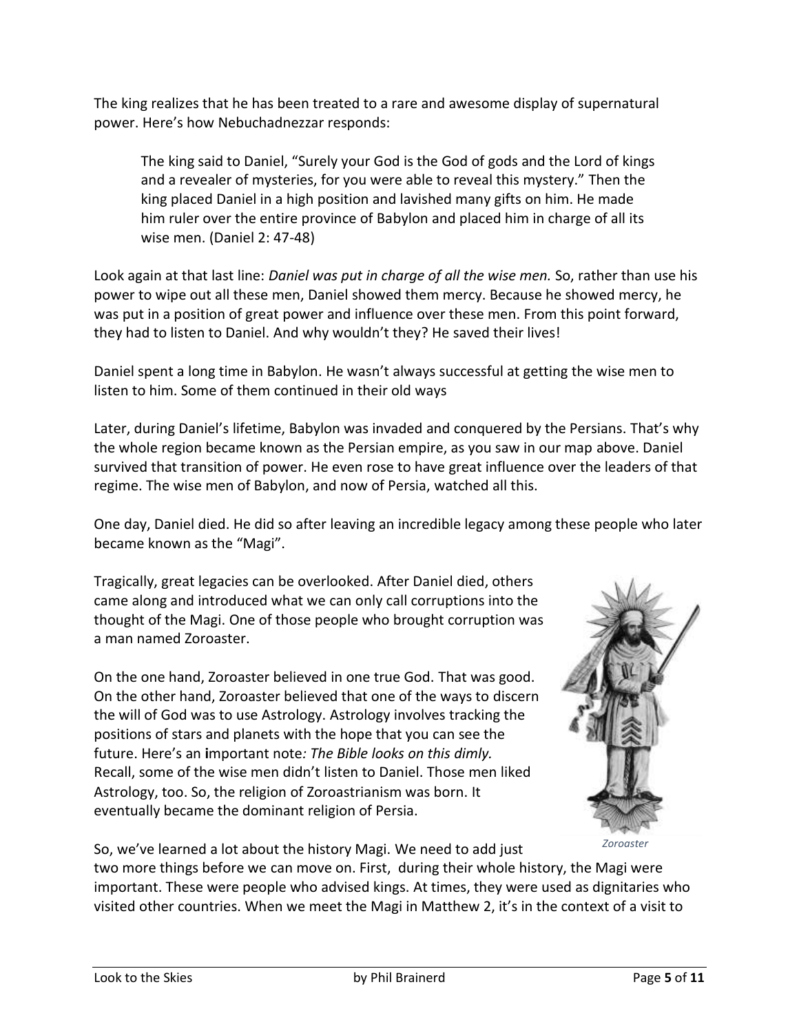The king realizes that he has been treated to a rare and awesome display of supernatural power. Here's how Nebuchadnezzar responds:

> The king said to Daniel, "Surely your God is the God of gods and the Lord of kings and a revealer of mysteries, for you were able to reveal this mystery." Then the king placed Daniel in a high position and lavished many gifts on him. He made him ruler over the entire province of Babylon and placed him in charge of all its wise men. (Daniel 2: 47-48)

Look again at that last line: *Daniel was put in charge of all the wise men.* So, rather than use his power to wipe out all these men, Daniel showed them mercy. Because he showed mercy, he was put in a position of great power and influence over these men. From this point forward, they had to listen to Daniel. And why wouldn't they? He saved their lives!

Daniel spent a long time in Babylon. He wasn't always successful at getting the wise men to listen to him. Some of them continued in their old ways

Later, during Daniel's lifetime, Babylon was invaded and conquered by the Persians. That's why the whole region became known as the Persian empire, as you saw in our map above. Daniel survived that transition of power. He even rose to have great influence over the leaders of that regime. The wise men of Babylon, and now of Persia, watched all this.

One day, Daniel died. He did so after leaving an incredible legacy among these people who later became known as the "Magi".

Tragically, great legacies can be overlooked. After Daniel died, others came along and introduced what we can only call corruptions into the thought of the Magi. One of those people who brought corruption was a man named Zoroaster.

On the one hand, Zoroaster believed in one true God. That was good. On the other hand, Zoroaster believed that one of the ways to discern the will of God was to use Astrology. Astrology involves tracking the positions of stars and planets with the hope that you can see the future. Here's an **i**mportant note*: The Bible looks on this dimly.* Recall, some of the wise men didn't listen to Daniel. Those men liked Astrology, too. So, the religion of Zoroastrianism was born. It eventually became the dominant religion of Persia.

*Zoroaster*

So, we've learned a lot about the history Magi. We need to add just two more things before we can move on. First, during their whole history, the Magi were important. These were people who advised kings. At times, they were used as dignitaries who visited other countries. When we meet the Magi in Matthew 2, it's in the context of a visit to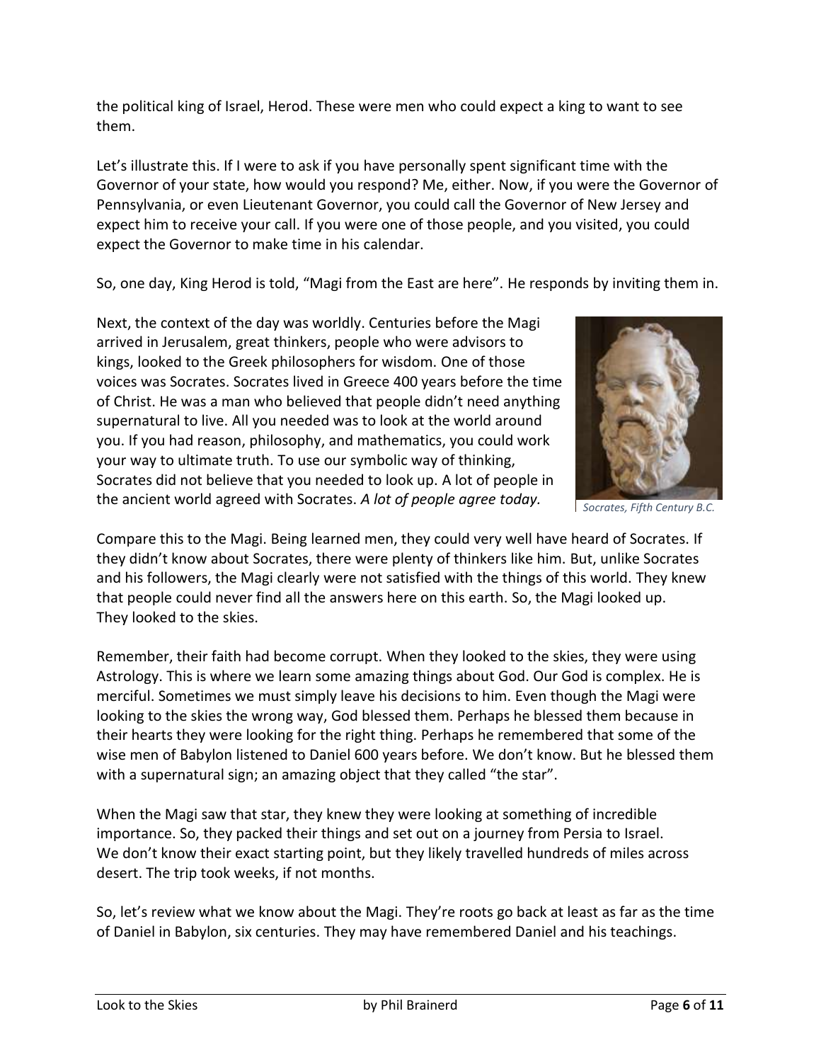the political king of Israel, Herod. These were men who could expect a king to want to see them.

Let's illustrate this. If I were to ask if you have personally spent significant time with the Governor of your state, how would you respond? Me, either. Now, if you were the Governor of Pennsylvania, or even Lieutenant Governor, you could call the Governor of New Jersey and expect him to receive your call. If you were one of those people, and you visited, you could expect the Governor to make time in his calendar.

So, one day, King Herod is told, "Magi from the East are here". He responds by inviting them in.

Next, the context of the day was worldly. Centuries before the Magi arrived in Jerusalem, great thinkers, people who were advisors to kings, looked to the Greek philosophers for wisdom. One of those voices was Socrates. Socrates lived in Greece 400 years before the time of Christ. He was a man who believed that people didn't need anything supernatural to live. All you needed was to look at the world around you. If you had reason, philosophy, and mathematics, you could work your way to ultimate truth. To use our symbolic way of thinking, Socrates did not believe that you needed to look up. A lot of people in the ancient world agreed with Socrates. *A lot of people agree today.*

*Socrates, Fifth Century B.C.*

Compare this to the Magi. Being learned men, they could very well have heard of Socrates. If they didn't know about Socrates, there were plenty of thinkers like him. But, unlike Socrates and his followers, the Magi clearly were not satisfied with the things of this world. They knew that people could never find all the answers here on this earth. So, the Magi looked up. They looked to the skies.

Remember, their faith had become corrupt. When they looked to the skies, they were using Astrology. This is where we learn some amazing things about God. Our God is complex. He is merciful. Sometimes we must simply leave his decisions to him. Even though the Magi were looking to the skies the wrong way, God blessed them. Perhaps he blessed them because in their hearts they were looking for the right thing. Perhaps he remembered that some of the wise men of Babylon listened to Daniel 600 years before. We don't know. But he blessed them with a supernatural sign; an amazing object that they called "the star".

When the Magi saw that star, they knew they were looking at something of incredible importance. So, they packed their things and set out on a journey from Persia to Israel. We don't know their exact starting point, but they likely travelled hundreds of miles across desert. The trip took weeks, if not months.

So, let's review what we know about the Magi. They're roots go back at least as far as the time of Daniel in Babylon, six centuries. They may have remembered Daniel and his teachings.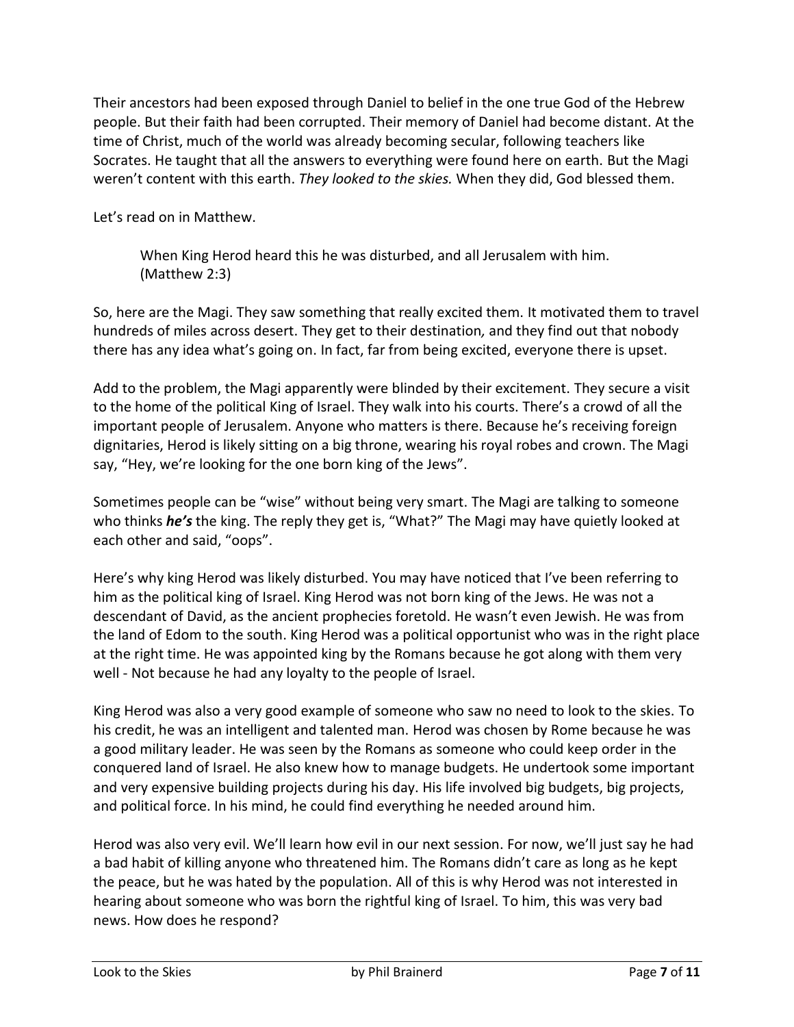Their ancestors had been exposed through Daniel to belief in the one true God of the Hebrew people. But their faith had been corrupted. Their memory of Daniel had become distant. At the time of Christ, much of the world was already becoming secular, following teachers like Socrates. He taught that all the answers to everything were found here on earth. But the Magi weren't content with this earth. *They looked to the skies.* When they did, God blessed them.

Let's read on in Matthew.

> When King Herod heard this he was disturbed, and all Jerusalem with him. (Matthew 2:3)

So, here are the Magi. They saw something that really excited them. It motivated them to travel hundreds of miles across desert. They get to their destination*,* and they find out that nobody there has any idea what's going on. In fact, far from being excited, everyone there is upset.

Add to the problem, the Magi apparently were blinded by their excitement. They secure a visit to the home of the political King of Israel. They walk into his courts. There's a crowd of all the important people of Jerusalem. Anyone who matters is there. Because he's receiving foreign dignitaries, Herod is likely sitting on a big throne, wearing his royal robes and crown. The Magi say, "Hey, we're looking for the one born king of the Jews".

Sometimes people can be "wise" without being very smart. The Magi are talking to someone who thinks ***he's*** the king. The reply they get is, "What?" The Magi may have quietly looked at each other and said, "oops".

Here's why king Herod was likely disturbed. You may have noticed that I've been referring to him as the political king of Israel. King Herod was not born king of the Jews. He was not a descendant of David, as the ancient prophecies foretold. He wasn't even Jewish. He was from the land of Edom to the south. King Herod was a political opportunist who was in the right place at the right time. He was appointed king by the Romans because he got along with them very well - Not because he had any loyalty to the people of Israel.

King Herod was also a very good example of someone who saw no need to look to the skies. To his credit, he was an intelligent and talented man. Herod was chosen by Rome because he was a good military leader. He was seen by the Romans as someone who could keep order in the conquered land of Israel. He also knew how to manage budgets. He undertook some important and very expensive building projects during his day. His life involved big budgets, big projects, and political force. In his mind, he could find everything he needed around him.

Herod was also very evil. We'll learn how evil in our next session. For now, we'll just say he had a bad habit of killing anyone who threatened him. The Romans didn't care as long as he kept the peace, but he was hated by the population. All of this is why Herod was not interested in hearing about someone who was born the rightful king of Israel. To him, this was very bad news. How does he respond?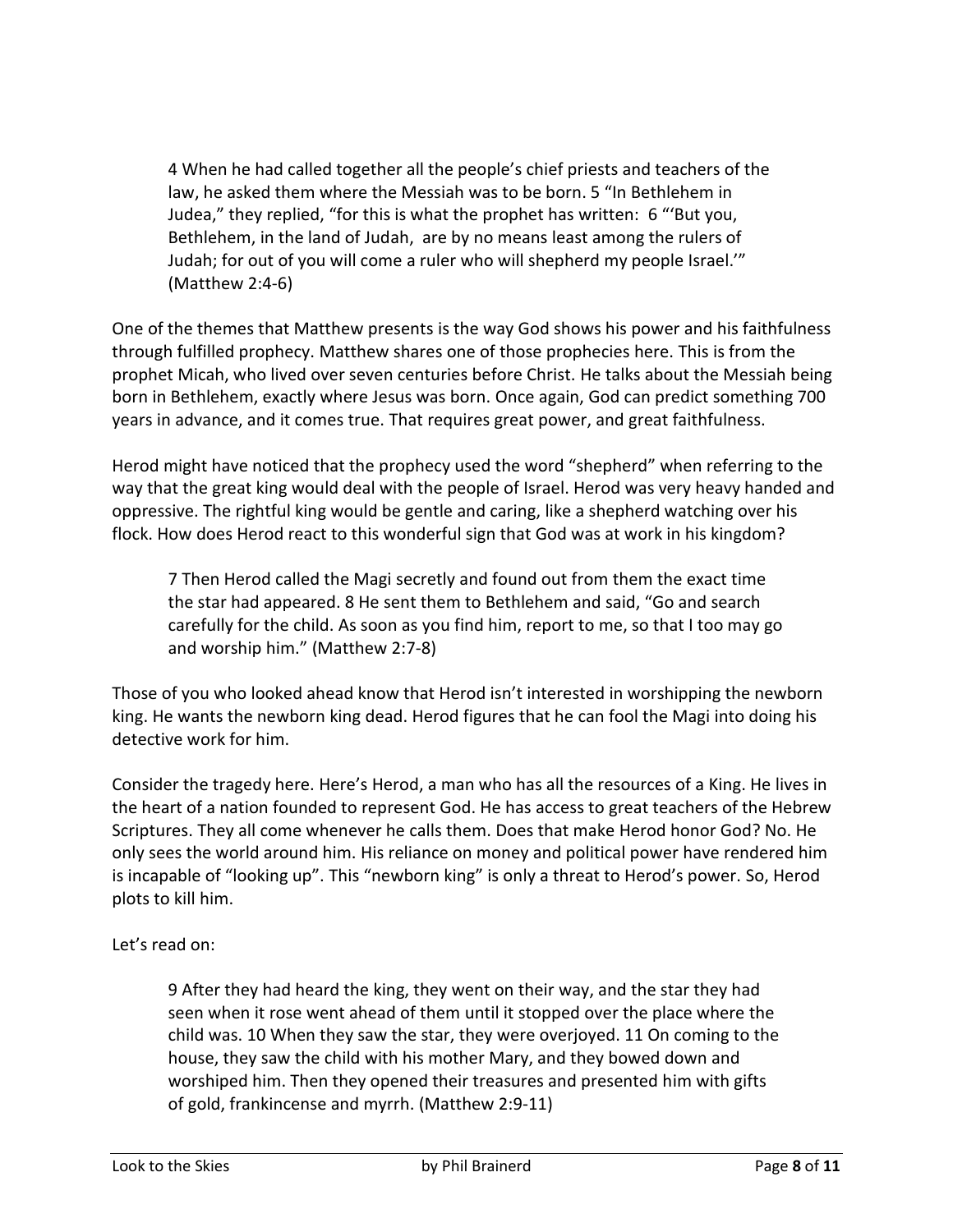> 4 When he had called together all the people's chief priests and teachers of the law, he asked them where the Messiah was to be born. 5 "In Bethlehem in Judea," they replied, "for this is what the prophet has written: 6 "'But you, Bethlehem, in the land of Judah, are by no means least among the rulers of Judah; for out of you will come a ruler who will shepherd my people Israel.'" (Matthew 2:4-6)

One of the themes that Matthew presents is the way God shows his power and his faithfulness through fulfilled prophecy. Matthew shares one of those prophecies here. This is from the prophet Micah, who lived over seven centuries before Christ. He talks about the Messiah being born in Bethlehem, exactly where Jesus was born. Once again, God can predict something 700 years in advance, and it comes true. That requires great power, and great faithfulness.

Herod might have noticed that the prophecy used the word "shepherd" when referring to the way that the great king would deal with the people of Israel. Herod was very heavy handed and oppressive. The rightful king would be gentle and caring, like a shepherd watching over his flock. How does Herod react to this wonderful sign that God was at work in his kingdom?

> 7 Then Herod called the Magi secretly and found out from them the exact time the star had appeared. 8 He sent them to Bethlehem and said, "Go and search carefully for the child. As soon as you find him, report to me, so that I too may go and worship him." (Matthew 2:7-8)

Those of you who looked ahead know that Herod isn't interested in worshipping the newborn king. He wants the newborn king dead. Herod figures that he can fool the Magi into doing his detective work for him.

Consider the tragedy here. Here's Herod, a man who has all the resources of a King. He lives in the heart of a nation founded to represent God. He has access to great teachers of the Hebrew Scriptures. They all come whenever he calls them. Does that make Herod honor God? No. He only sees the world around him. His reliance on money and political power have rendered him is incapable of "looking up". This "newborn king" is only a threat to Herod's power. So, Herod plots to kill him.

Let's read on:

> 9 After they had heard the king, they went on their way, and the star they had seen when it rose went ahead of them until it stopped over the place where the child was. 10 When they saw the star, they were overjoyed. 11 On coming to the house, they saw the child with his mother Mary, and they bowed down and worshiped him. Then they opened their treasures and presented him with gifts of gold, frankincense and myrrh. (Matthew 2:9-11)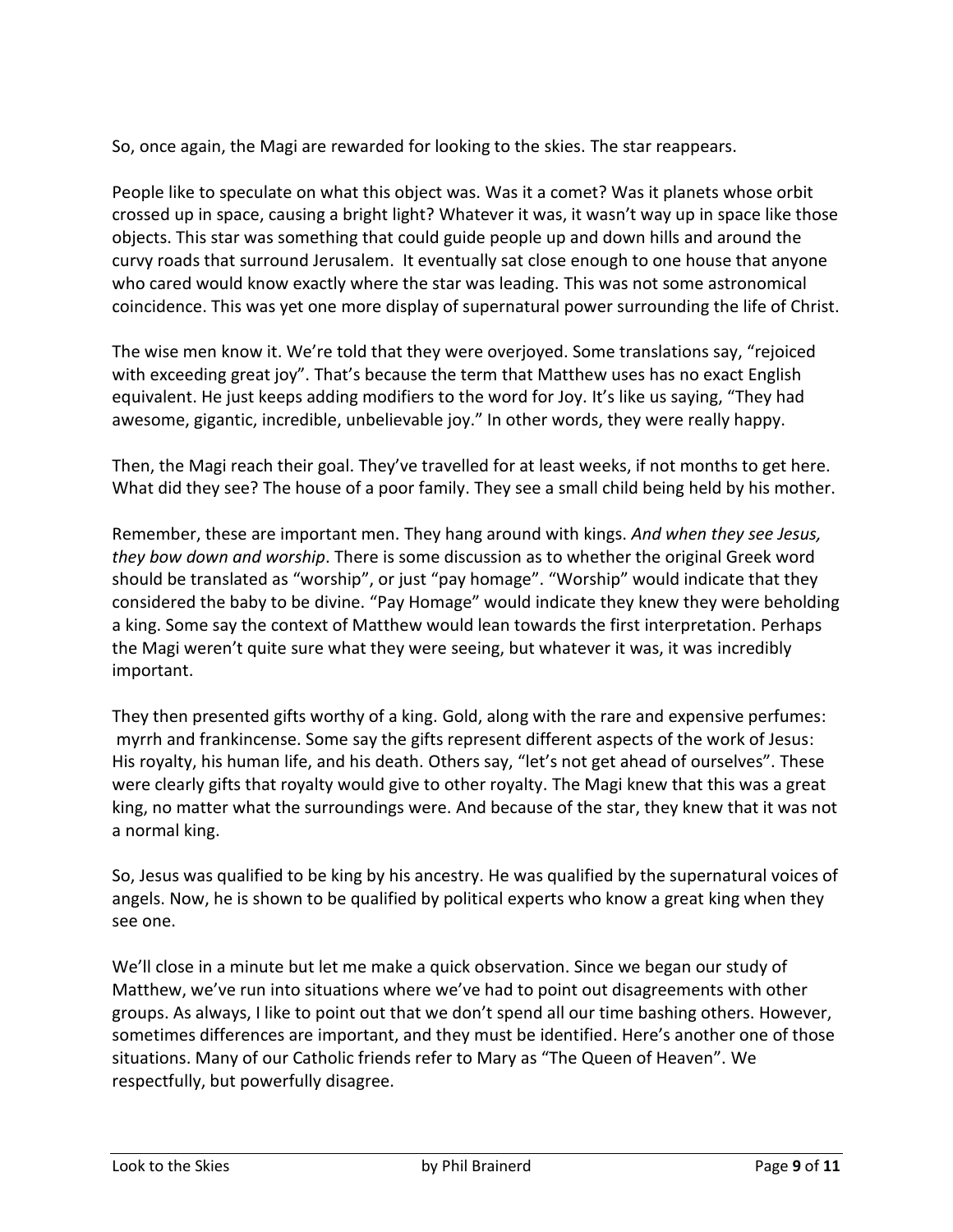So, once again, the Magi are rewarded for looking to the skies. The star reappears.

People like to speculate on what this object was. Was it a comet? Was it planets whose orbit crossed up in space, causing a bright light? Whatever it was, it wasn't way up in space like those objects. This star was something that could guide people up and down hills and around the curvy roads that surround Jerusalem. It eventually sat close enough to one house that anyone who cared would know exactly where the star was leading. This was not some astronomical coincidence. This was yet one more display of supernatural power surrounding the life of Christ.

The wise men know it. We're told that they were overjoyed. Some translations say, "rejoiced with exceeding great joy". That's because the term that Matthew uses has no exact English equivalent. He just keeps adding modifiers to the word for Joy. It's like us saying, "They had awesome, gigantic, incredible, unbelievable joy." In other words, they were really happy.

Then, the Magi reach their goal. They've travelled for at least weeks, if not months to get here. What did they see? The house of a poor family. They see a small child being held by his mother.

Remember, these are important men. They hang around with kings. *And when they see Jesus, they bow down and worship*. There is some discussion as to whether the original Greek word should be translated as "worship", or just "pay homage". "Worship" would indicate that they considered the baby to be divine. "Pay Homage" would indicate they knew they were beholding a king. Some say the context of Matthew would lean towards the first interpretation. Perhaps the Magi weren't quite sure what they were seeing, but whatever it was, it was incredibly important.

They then presented gifts worthy of a king. Gold, along with the rare and expensive perfumes: myrrh and frankincense. Some say the gifts represent different aspects of the work of Jesus: His royalty, his human life, and his death. Others say, "let's not get ahead of ourselves". These were clearly gifts that royalty would give to other royalty. The Magi knew that this was a great king, no matter what the surroundings were. And because of the star, they knew that it was not a normal king.

So, Jesus was qualified to be king by his ancestry. He was qualified by the supernatural voices of angels. Now, he is shown to be qualified by political experts who know a great king when they see one.

We'll close in a minute but let me make a quick observation. Since we began our study of Matthew, we've run into situations where we've had to point out disagreements with other groups. As always, I like to point out that we don't spend all our time bashing others. However, sometimes differences are important, and they must be identified. Here's another one of those situations. Many of our Catholic friends refer to Mary as "The Queen of Heaven". We respectfully, but powerfully disagree.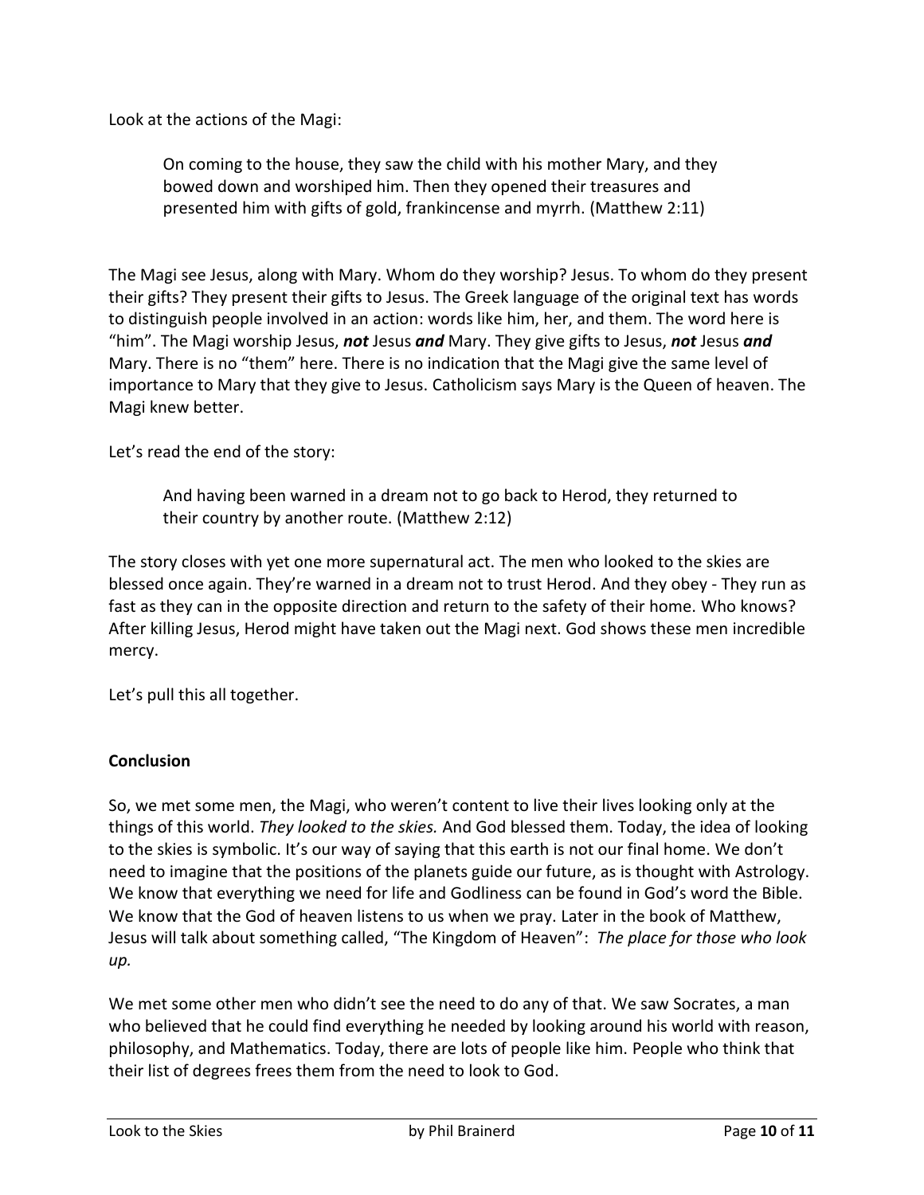Look at the actions of the Magi:

> On coming to the house, they saw the child with his mother Mary, and they bowed down and worshiped him. Then they opened their treasures and presented him with gifts of gold, frankincense and myrrh. (Matthew 2:11)

The Magi see Jesus, along with Mary. Whom do they worship? Jesus. To whom do they present their gifts? They present their gifts to Jesus. The Greek language of the original text has words to distinguish people involved in an action: words like him, her, and them. The word here is "him". The Magi worship Jesus, ***not*** Jesus ***and*** Mary. They give gifts to Jesus, ***not*** Jesus ***and*** Mary. There is no "them" here. There is no indication that the Magi give the same level of importance to Mary that they give to Jesus. Catholicism says Mary is the Queen of heaven. The Magi knew better.

Let's read the end of the story:

> And having been warned in a dream not to go back to Herod, they returned to their country by another route. (Matthew 2:12)

The story closes with yet one more supernatural act. The men who looked to the skies are blessed once again. They're warned in a dream not to trust Herod. And they obey - They run as fast as they can in the opposite direction and return to the safety of their home. Who knows? After killing Jesus, Herod might have taken out the Magi next. God shows these men incredible mercy.

Let's pull this all together.

**Conclusion**

So, we met some men, the Magi, who weren't content to live their lives looking only at the things of this world. *They looked to the skies.* And God blessed them. Today, the idea of looking to the skies is symbolic. It's our way of saying that this earth is not our final home. We don't need to imagine that the positions of the planets guide our future, as is thought with Astrology. We know that everything we need for life and Godliness can be found in God's word the Bible. We know that the God of heaven listens to us when we pray. Later in the book of Matthew, Jesus will talk about something called, "The Kingdom of Heaven": *The place for those who look up.*

We met some other men who didn't see the need to do any of that. We saw Socrates, a man who believed that he could find everything he needed by looking around his world with reason, philosophy, and Mathematics. Today, there are lots of people like him. People who think that their list of degrees frees them from the need to look to God.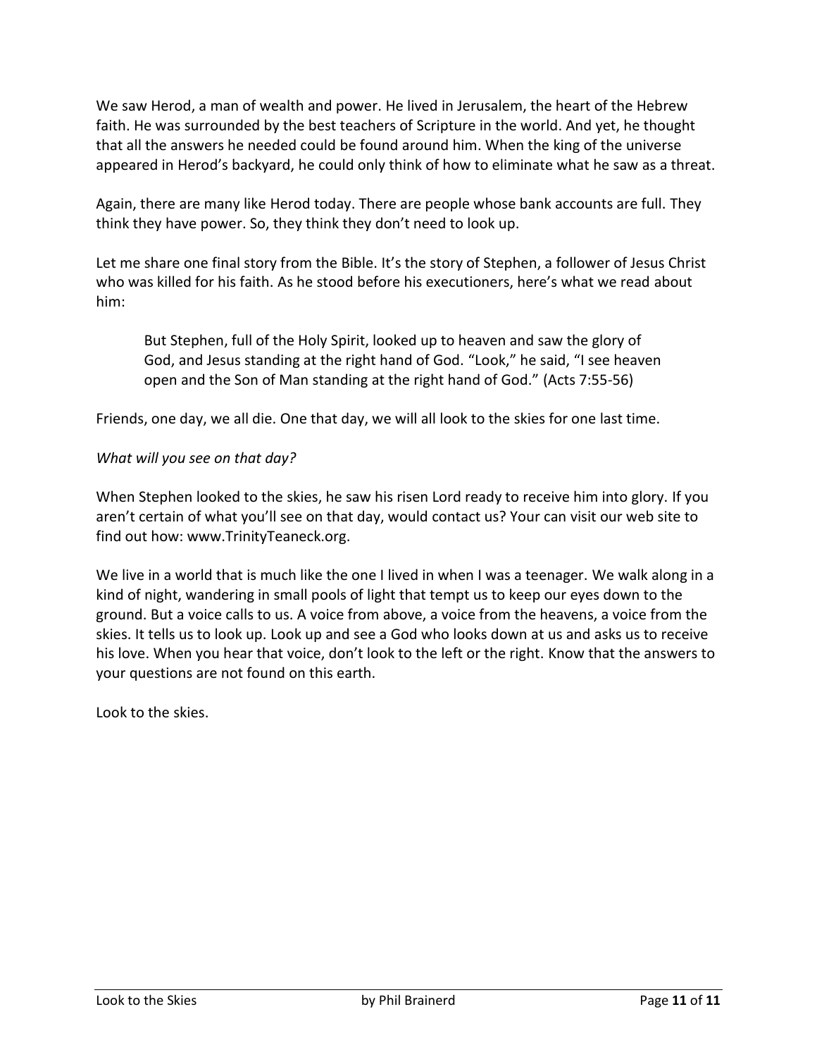We saw Herod, a man of wealth and power. He lived in Jerusalem, the heart of the Hebrew faith. He was surrounded by the best teachers of Scripture in the world. And yet, he thought that all the answers he needed could be found around him. When the king of the universe appeared in Herod's backyard, he could only think of how to eliminate what he saw as a threat.

Again, there are many like Herod today. There are people whose bank accounts are full. They think they have power. So, they think they don't need to look up.

Let me share one final story from the Bible. It's the story of Stephen, a follower of Jesus Christ who was killed for his faith. As he stood before his executioners, here's what we read about him:

> But Stephen, full of the Holy Spirit, looked up to heaven and saw the glory of God, and Jesus standing at the right hand of God. "Look," he said, "I see heaven open and the Son of Man standing at the right hand of God." (Acts 7:55-56)

Friends, one day, we all die. One that day, we will all look to the skies for one last time.

*What will you see on that day?*

When Stephen looked to the skies, he saw his risen Lord ready to receive him into glory. If you aren't certain of what you'll see on that day, would contact us? Your can visit our web site to find out how: www.TrinityTeaneck.org.

We live in a world that is much like the one I lived in when I was a teenager. We walk along in a kind of night, wandering in small pools of light that tempt us to keep our eyes down to the ground. But a voice calls to us. A voice from above, a voice from the heavens, a voice from the skies. It tells us to look up. Look up and see a God who looks down at us and asks us to receive his love. When you hear that voice, don't look to the left or the right. Know that the answers to your questions are not found on this earth.

Look to the skies.